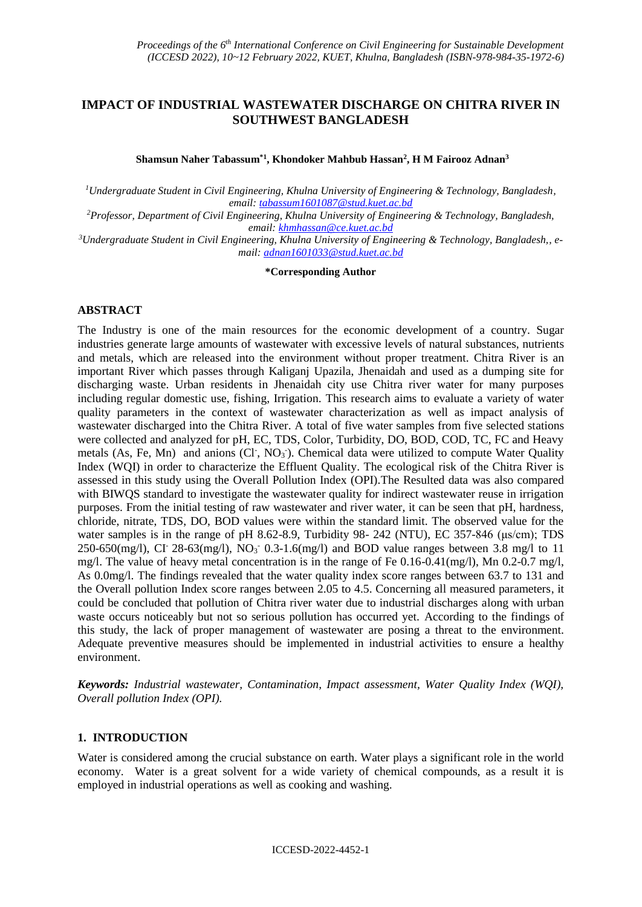# IMPACT OF INDUSTRIAL WASTEWATER DISCHARGE ON CHITRA RIVER IN SOUTHWEST BANGLADESH

**Shamsun Naher Tabassum*[1], Khondoker Mahbub Hassan[2], H M Fairooz Adnan[3]**

[1]*Undergraduate Student in Civil Engineering, Khulna University of Engineering & Technology, Bangladesh, email: tabassum1601087@stud.kuet.ac.bd*

[2]*Professor, Department of Civil Engineering, Khulna University of Engineering & Technology, Bangladesh, email: khmhassan@ce.kuet.ac.bd*

[3]*Undergraduate Student in Civil Engineering, Khulna University of Engineering & Technology, Bangladesh,, e-mail: adnan1601033@stud.kuet.ac.bd*

**\*Corresponding Author**

## ABSTRACT

The Industry is one of the main resources for the economic development of a country. Sugar industries generate large amounts of wastewater with excessive levels of natural substances, nutrients and metals, which are released into the environment without proper treatment. Chitra River is an important River which passes through Kaliganj Upazila, Jhenaidah and used as a dumping site for discharging waste. Urban residents in Jhenaidah city use Chitra river water for many purposes including regular domestic use, fishing, Irrigation. This research aims to evaluate a variety of water quality parameters in the context of wastewater characterization as well as impact analysis of wastewater discharged into the Chitra River. A total of five water samples from five selected stations were collected and analyzed for pH, EC, TDS, Color, Turbidity, DO, BOD, COD, TC, FC and Heavy metals (As, Fe, Mn) and anions ($Cl^-$, $NO_3^-$). Chemical data were utilized to compute Water Quality Index (WQI) in order to characterize the Effluent Quality. The ecological risk of the Chitra River is assessed in this study using the Overall Pollution Index (OPI).The Resulted data was also compared with BIWQS standard to investigate the wastewater quality for indirect wastewater reuse in irrigation purposes. From the initial testing of raw wastewater and river water, it can be seen that pH, hardness, chloride, nitrate, TDS, DO, BOD values were within the standard limit. The observed value for the water samples is in the range of pH 8.62-8.9, Turbidity 98- 242 (NTU), EC 357-846 (μs/cm); TDS 250-650(mg/l), $Cl^-$ 28-63(mg/l), $NO_3^-$ 0.3-1.6(mg/l) and BOD value ranges between 3.8 mg/l to 11 mg/l. The value of heavy metal concentration is in the range of Fe 0.16-0.41(mg/l), Mn 0.2-0.7 mg/l, As 0.0mg/l. The findings revealed that the water quality index score ranges between 63.7 to 131 and the Overall pollution Index score ranges between 2.05 to 4.5. Concerning all measured parameters, it could be concluded that pollution of Chitra river water due to industrial discharges along with urban waste occurs noticeably but not so serious pollution has occurred yet. According to the findings of this study, the lack of proper management of wastewater are posing a threat to the environment. Adequate preventive measures should be implemented in industrial activities to ensure a healthy environment.

***Keywords:*** *Industrial wastewater, Contamination, Impact assessment, Water Quality Index (WQI), Overall pollution Index (OPI).*

## 1. INTRODUCTION

Water is considered among the crucial substance on earth. Water plays a significant role in the world economy. Water is a great solvent for a wide variety of chemical compounds, as a result it is employed in industrial operations as well as cooking and washing.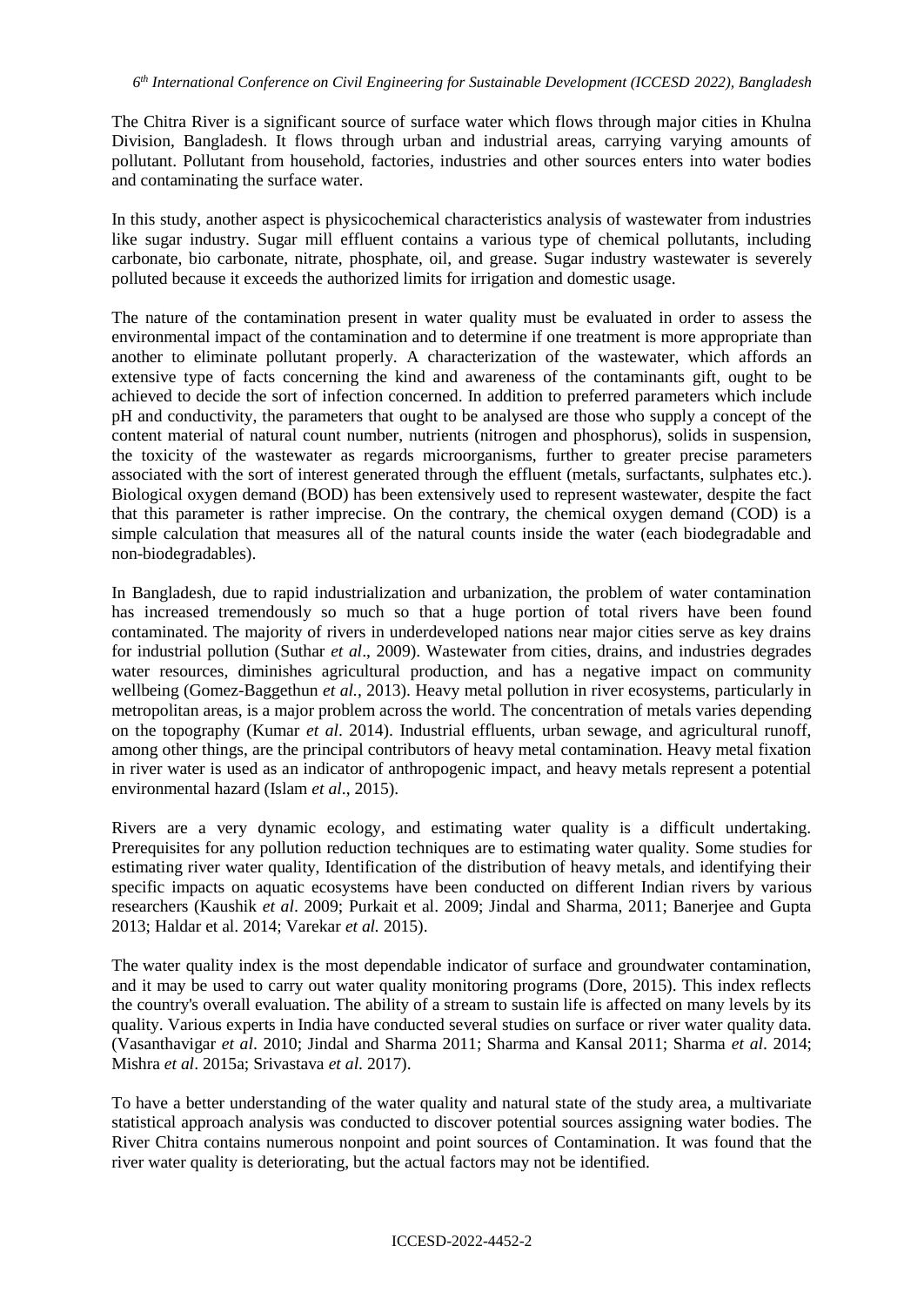The Chitra River is a significant source of surface water which flows through major cities in Khulna Division, Bangladesh. It flows through urban and industrial areas, carrying varying amounts of pollutant. Pollutant from household, factories, industries and other sources enters into water bodies and contaminating the surface water.

In this study, another aspect is physicochemical characteristics analysis of wastewater from industries like sugar industry. Sugar mill effluent contains a various type of chemical pollutants, including carbonate, bio carbonate, nitrate, phosphate, oil, and grease. Sugar industry wastewater is severely polluted because it exceeds the authorized limits for irrigation and domestic usage.

The nature of the contamination present in water quality must be evaluated in order to assess the environmental impact of the contamination and to determine if one treatment is more appropriate than another to eliminate pollutant properly. A characterization of the wastewater, which affords an extensive type of facts concerning the kind and awareness of the contaminants gift, ought to be achieved to decide the sort of infection concerned. In addition to preferred parameters which include pH and conductivity, the parameters that ought to be analysed are those who supply a concept of the content material of natural count number, nutrients (nitrogen and phosphorus), solids in suspension, the toxicity of the wastewater as regards microorganisms, further to greater precise parameters associated with the sort of interest generated through the effluent (metals, surfactants, sulphates etc.). Biological oxygen demand (BOD) has been extensively used to represent wastewater, despite the fact that this parameter is rather imprecise. On the contrary, the chemical oxygen demand (COD) is a simple calculation that measures all of the natural counts inside the water (each biodegradable and non-biodegradables).

In Bangladesh, due to rapid industrialization and urbanization, the problem of water contamination has increased tremendously so much so that a huge portion of total rivers have been found contaminated. The majority of rivers in underdeveloped nations near major cities serve as key drains for industrial pollution (Suthar *et al*., 2009). Wastewater from cities, drains, and industries degrades water resources, diminishes agricultural production, and has a negative impact on community wellbeing (Gomez-Baggethun *et al.*, 2013). Heavy metal pollution in river ecosystems, particularly in metropolitan areas, is a major problem across the world. The concentration of metals varies depending on the topography (Kumar *et al*. 2014). Industrial effluents, urban sewage, and agricultural runoff, among other things, are the principal contributors of heavy metal contamination. Heavy metal fixation in river water is used as an indicator of anthropogenic impact, and heavy metals represent a potential environmental hazard (Islam *et al*., 2015).

Rivers are a very dynamic ecology, and estimating water quality is a difficult undertaking. Prerequisites for any pollution reduction techniques are to estimating water quality. Some studies for estimating river water quality, Identification of the distribution of heavy metals, and identifying their specific impacts on aquatic ecosystems have been conducted on different Indian rivers by various researchers (Kaushik *et al*. 2009; Purkait et al. 2009; Jindal and Sharma, 2011; Banerjee and Gupta 2013; Haldar et al. 2014; Varekar *et al.* 2015).

The water quality index is the most dependable indicator of surface and groundwater contamination, and it may be used to carry out water quality monitoring programs (Dore, 2015). This index reflects the country's overall evaluation. The ability of a stream to sustain life is affected on many levels by its quality. Various experts in India have conducted several studies on surface or river water quality data. (Vasanthavigar *et al*. 2010; Jindal and Sharma 2011; Sharma and Kansal 2011; Sharma *et al*. 2014; Mishra *et al*. 2015a; Srivastava *et al*. 2017).

To have a better understanding of the water quality and natural state of the study area, a multivariate statistical approach analysis was conducted to discover potential sources assigning water bodies. The River Chitra contains numerous nonpoint and point sources of Contamination. It was found that the river water quality is deteriorating, but the actual factors may not be identified.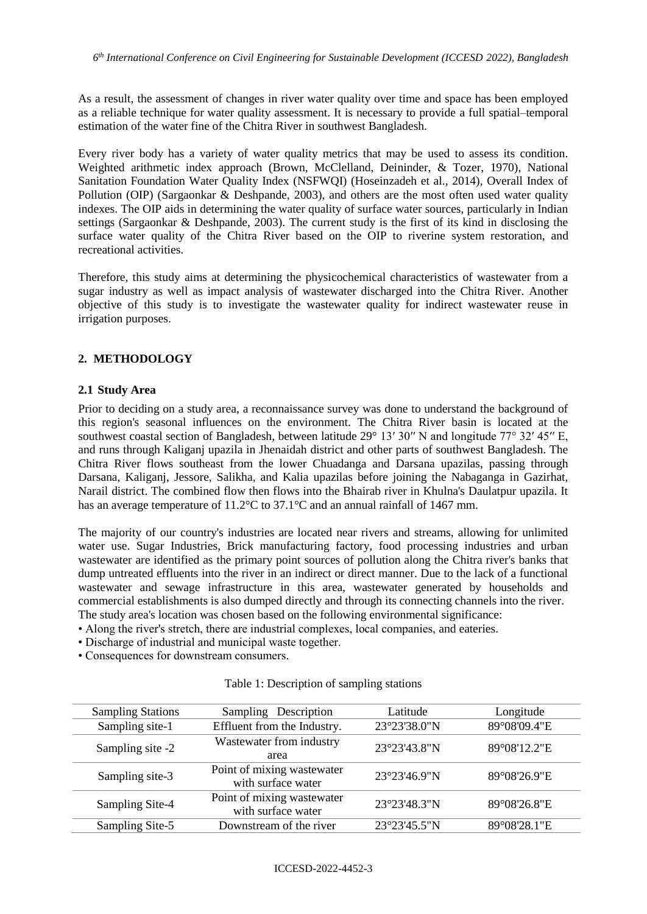As a result, the assessment of changes in river water quality over time and space has been employed as a reliable technique for water quality assessment. It is necessary to provide a full spatial–temporal estimation of the water fine of the Chitra River in southwest Bangladesh.

Every river body has a variety of water quality metrics that may be used to assess its condition. Weighted arithmetic index approach (Brown, McClelland, Deininder, & Tozer, 1970), National Sanitation Foundation Water Quality Index (NSFWQI) (Hoseinzadeh et al., 2014), Overall Index of Pollution (OIP) (Sargaonkar & Deshpande, 2003), and others are the most often used water quality indexes. The OIP aids in determining the water quality of surface water sources, particularly in Indian settings (Sargaonkar & Deshpande, 2003). The current study is the first of its kind in disclosing the surface water quality of the Chitra River based on the OIP to riverine system restoration, and recreational activities.

Therefore, this study aims at determining the physicochemical characteristics of wastewater from a sugar industry as well as impact analysis of wastewater discharged into the Chitra River. Another objective of this study is to investigate the wastewater quality for indirect wastewater reuse in irrigation purposes.

## 2. METHODOLOGY

### 2.1 Study Area

Prior to deciding on a study area, a reconnaissance survey was done to understand the background of this region's seasonal influences on the environment. The Chitra River basin is located at the southwest coastal section of Bangladesh, between latitude 29° 13′ 30″ N and longitude 77° 32′ 45″ E, and runs through Kaliganj upazila in Jhenaidah district and other parts of southwest Bangladesh. The Chitra River flows southeast from the lower Chuadanga and Darsana upazilas, passing through Darsana, Kaliganj, Jessore, Salikha, and Kalia upazilas before joining the Nabaganga in Gazirhat, Narail district. The combined flow then flows into the Bhairab river in Khulna's Daulatpur upazila. It has an average temperature of 11.2°C to 37.1°C and an annual rainfall of 1467 mm.

The majority of our country's industries are located near rivers and streams, allowing for unlimited water use. Sugar Industries, Brick manufacturing factory, food processing industries and urban wastewater are identified as the primary point sources of pollution along the Chitra river's banks that dump untreated effluents into the river in an indirect or direct manner. Due to the lack of a functional wastewater and sewage infrastructure in this area, wastewater generated by households and commercial establishments is also dumped directly and through its connecting channels into the river. The study area's location was chosen based on the following environmental significance:

- Along the river's stretch, there are industrial complexes, local companies, and eateries.
- Discharge of industrial and municipal waste together.
- Consequences for downstream consumers.

Table 1: Description of sampling stations

| Sampling Stations | Sampling Description | Latitude | Longitude |
|---|---|---|---|
| Sampling site-1 | Effluent from the Industry. | 23°23'38.0"N | 89°08'09.4"E |
| Sampling site -2 | Wastewater from industry area | 23°23'43.8"N | 89°08'12.2"E |
| Sampling site-3 | Point of mixing wastewater with surface water | 23°23'46.9"N | 89°08'26.9"E |
| Sampling Site-4 | Point of mixing wastewater with surface water | 23°23'48.3"N | 89°08'26.8"E |
| Sampling Site-5 | Downstream of the river | 23°23'45.5"N | 89°08'28.1"E |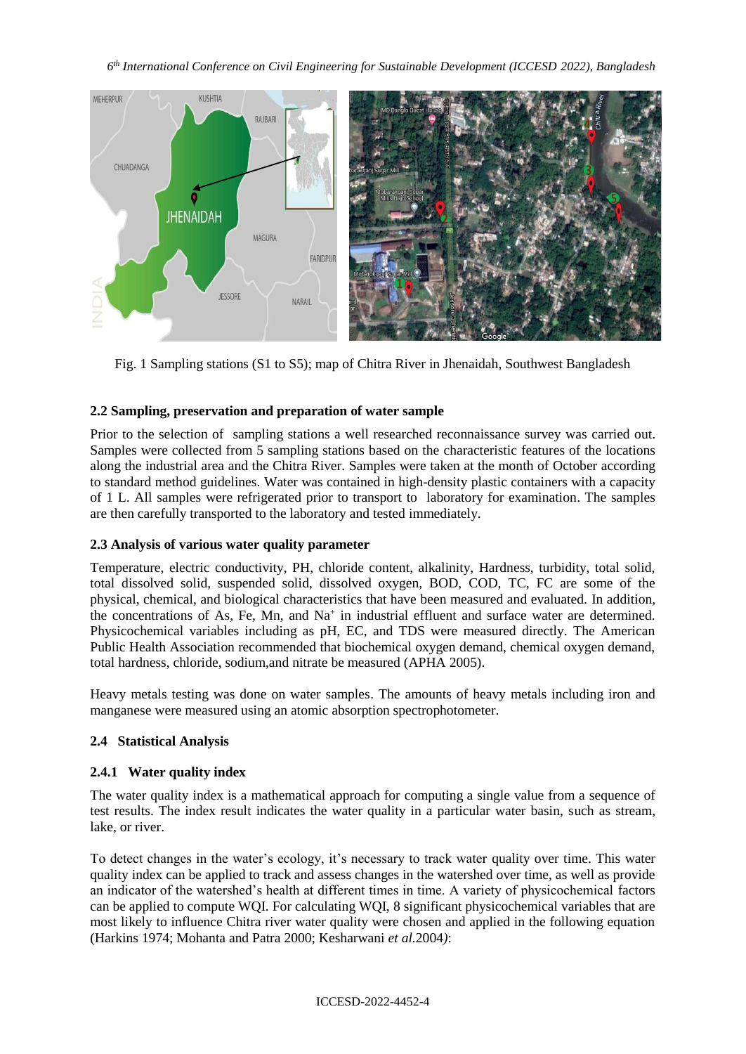Fig. 1 Sampling stations (S1 to S5); map of Chitra River in Jhenaidah, Southwest Bangladesh

### 2.2 Sampling, preservation and preparation of water sample

Prior to the selection of sampling stations a well researched reconnaissance survey was carried out. Samples were collected from 5 sampling stations based on the characteristic features of the locations along the industrial area and the Chitra River. Samples were taken at the month of October according to standard method guidelines. Water was contained in high-density plastic containers with a capacity of 1 L. All samples were refrigerated prior to transport to laboratory for examination. The samples are then carefully transported to the laboratory and tested immediately.

### 2.3 Analysis of various water quality parameter

Temperature, electric conductivity, PH, chloride content, alkalinity, Hardness, turbidity, total solid, total dissolved solid, suspended solid, dissolved oxygen, BOD, COD, TC, FC are some of the physical, chemical, and biological characteristics that have been measured and evaluated. In addition, the concentrations of As, Fe, Mn, and $Na^+$ in industrial effluent and surface water are determined. Physicochemical variables including as pH, EC, and TDS were measured directly. The American Public Health Association recommended that biochemical oxygen demand, chemical oxygen demand, total hardness, chloride, sodium,and nitrate be measured (APHA 2005).

Heavy metals testing was done on water samples. The amounts of heavy metals including iron and manganese were measured using an atomic absorption spectrophotometer.

### 2.4 Statistical Analysis

#### 2.4.1 Water quality index

The water quality index is a mathematical approach for computing a single value from a sequence of test results. The index result indicates the water quality in a particular water basin, such as stream, lake, or river.

To detect changes in the water's ecology, it's necessary to track water quality over time. This water quality index can be applied to track and assess changes in the watershed over time, as well as provide an indicator of the watershed's health at different times in time. A variety of physicochemical factors can be applied to compute WQI. For calculating WQI, 8 significant physicochemical variables that are most likely to influence Chitra river water quality were chosen and applied in the following equation (Harkins 1974; Mohanta and Patra 2000; Kesharwani *et al.*2004):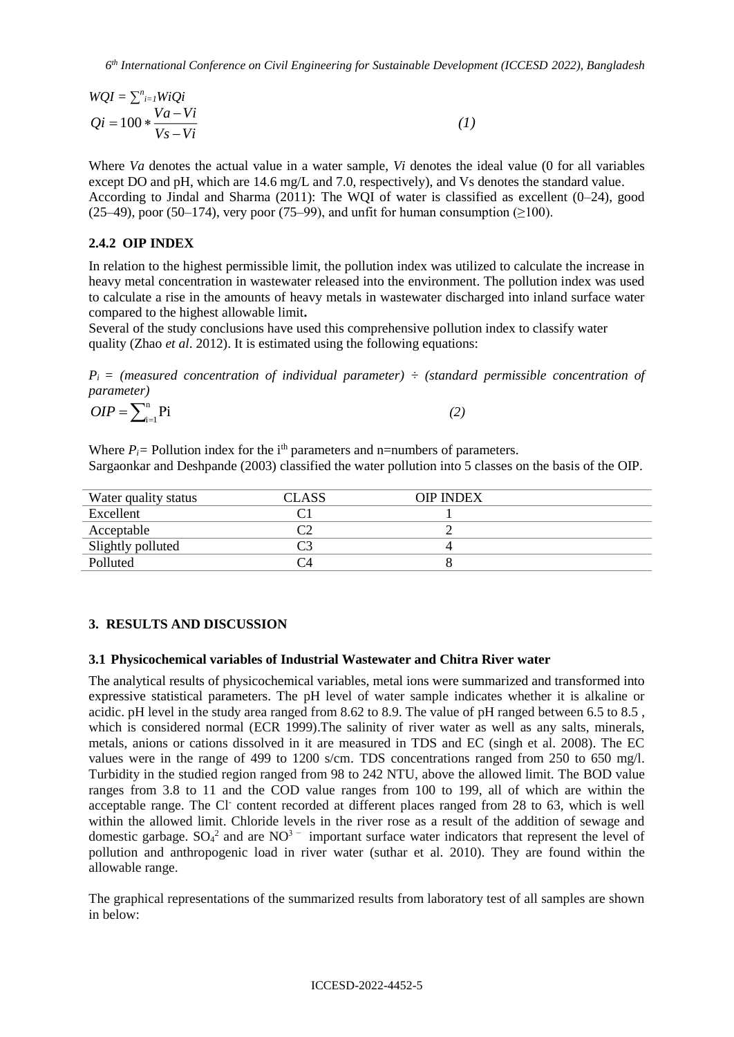$$WQI = \sum_{i=1}^{n} WiQi$$

$$Qi = 100 * \frac{Va - Vi}{Vs - Vi} \quad (1)$$

Where *Va* denotes the actual value in a water sample, *Vi* denotes the ideal value (0 for all variables except DO and pH, which are 14.6 mg/L and 7.0, respectively), and Vs denotes the standard value. According to Jindal and Sharma (2011): The WQI of water is classified as excellent (0–24), good (25–49), poor (50–174), very poor (75–99), and unfit for human consumption (≥100).

### 2.4.2 OIP INDEX

In relation to the highest permissible limit, the pollution index was utilized to calculate the increase in heavy metal concentration in wastewater released into the environment. The pollution index was used to calculate a rise in the amounts of heavy metals in wastewater discharged into inland surface water compared to the highest allowable limit**.**

Several of the study conclusions have used this comprehensive pollution index to classify water quality (Zhao *et al*. 2012). It is estimated using the following equations:

*$P_i$ = (measured concentration of individual parameter) ÷ (standard permissible concentration of parameter)*

$$OIP = \sum_{i=1}^{n} \text{Pi} \quad (2)$$

Where $P_i$= Pollution index for the i[th] parameters and n=numbers of parameters.
Sargaonkar and Deshpande (2003) classified the water pollution into 5 classes on the basis of the OIP.

| Water quality status | CLASS | OIP INDEX |
|---|---|---|
| Excellent | C1 | 1 |
| Acceptable | C2 | 2 |
| Slightly polluted | C3 | 4 |
| Polluted | C4 | 8 |

## 3. RESULTS AND DISCUSSION

### 3.1 Physicochemical variables of Industrial Wastewater and Chitra River water

The analytical results of physicochemical variables, metal ions were summarized and transformed into expressive statistical parameters. The pH level of water sample indicates whether it is alkaline or acidic. pH level in the study area ranged from 8.62 to 8.9. The value of pH ranged between 6.5 to 8.5 , which is considered normal (ECR 1999).The salinity of river water as well as any salts, minerals, metals, anions or cations dissolved in it are measured in TDS and EC (singh et al. 2008). The EC values were in the range of 499 to 1200 s/cm. TDS concentrations ranged from 250 to 650 mg/l. Turbidity in the studied region ranged from 98 to 242 NTU, above the allowed limit. The BOD value ranges from 3.8 to 11 and the COD value ranges from 100 to 199, all of which are within the acceptable range. The $Cl^-$ content recorded at different places ranged from 28 to 63, which is well within the allowed limit. Chloride levels in the river rose as a result of the addition of sewage and domestic garbage. $SO_4^2$ and are $NO^{3-}$ important surface water indicators that represent the level of pollution and anthropogenic load in river water (suthar et al. 2010). They are found within the allowable range.

The graphical representations of the summarized results from laboratory test of all samples are shown in below: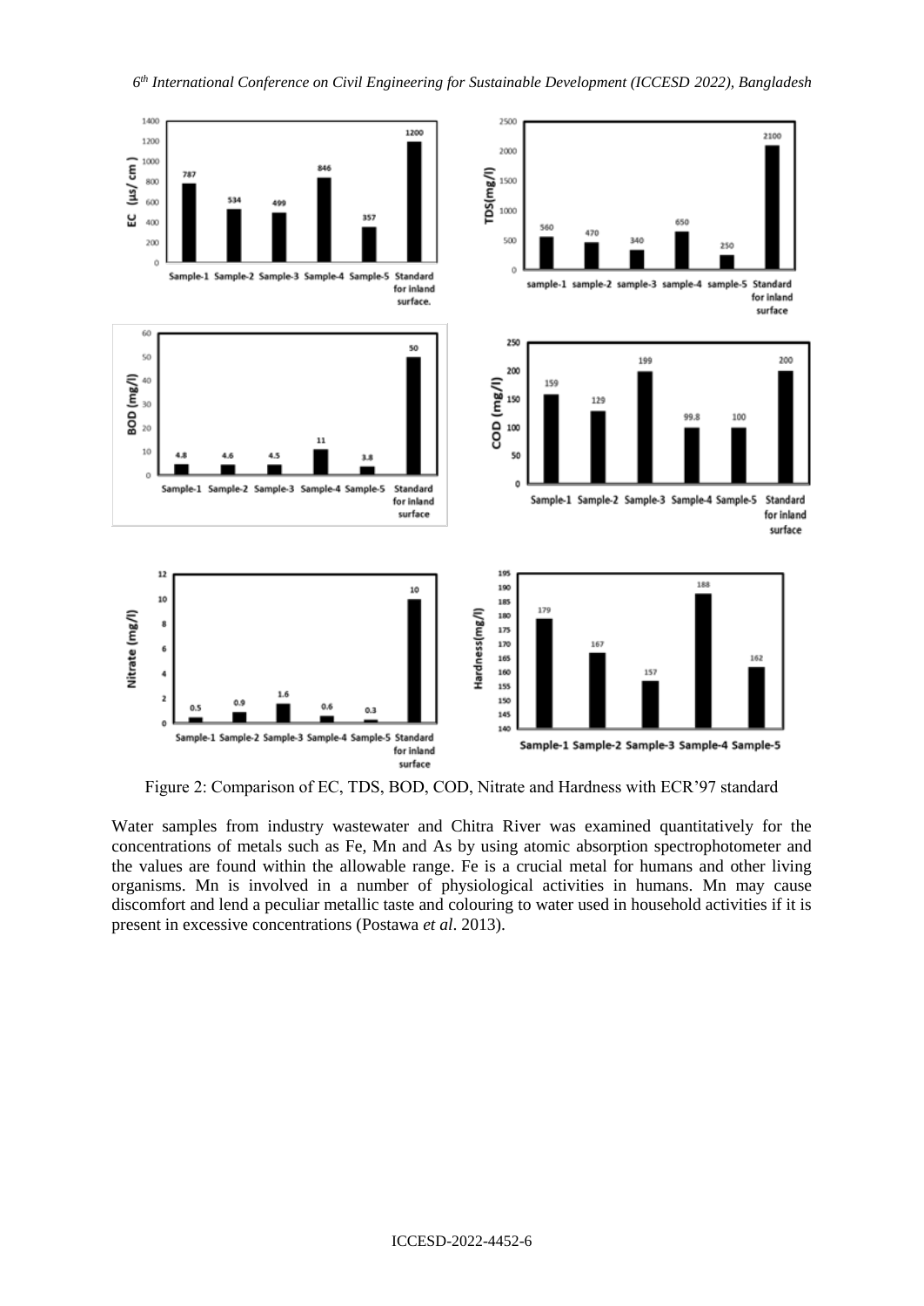Figure 2: Comparison of EC, TDS, BOD, COD, Nitrate and Hardness with ECR'97 standard

Water samples from industry wastewater and Chitra River was examined quantitatively for the concentrations of metals such as Fe, Mn and As by using atomic absorption spectrophotometer and the values are found within the allowable range. Fe is a crucial metal for humans and other living organisms. Mn is involved in a number of physiological activities in humans. Mn may cause discomfort and lend a peculiar metallic taste and colouring to water used in household activities if it is present in excessive concentrations (Postawa *et al*. 2013).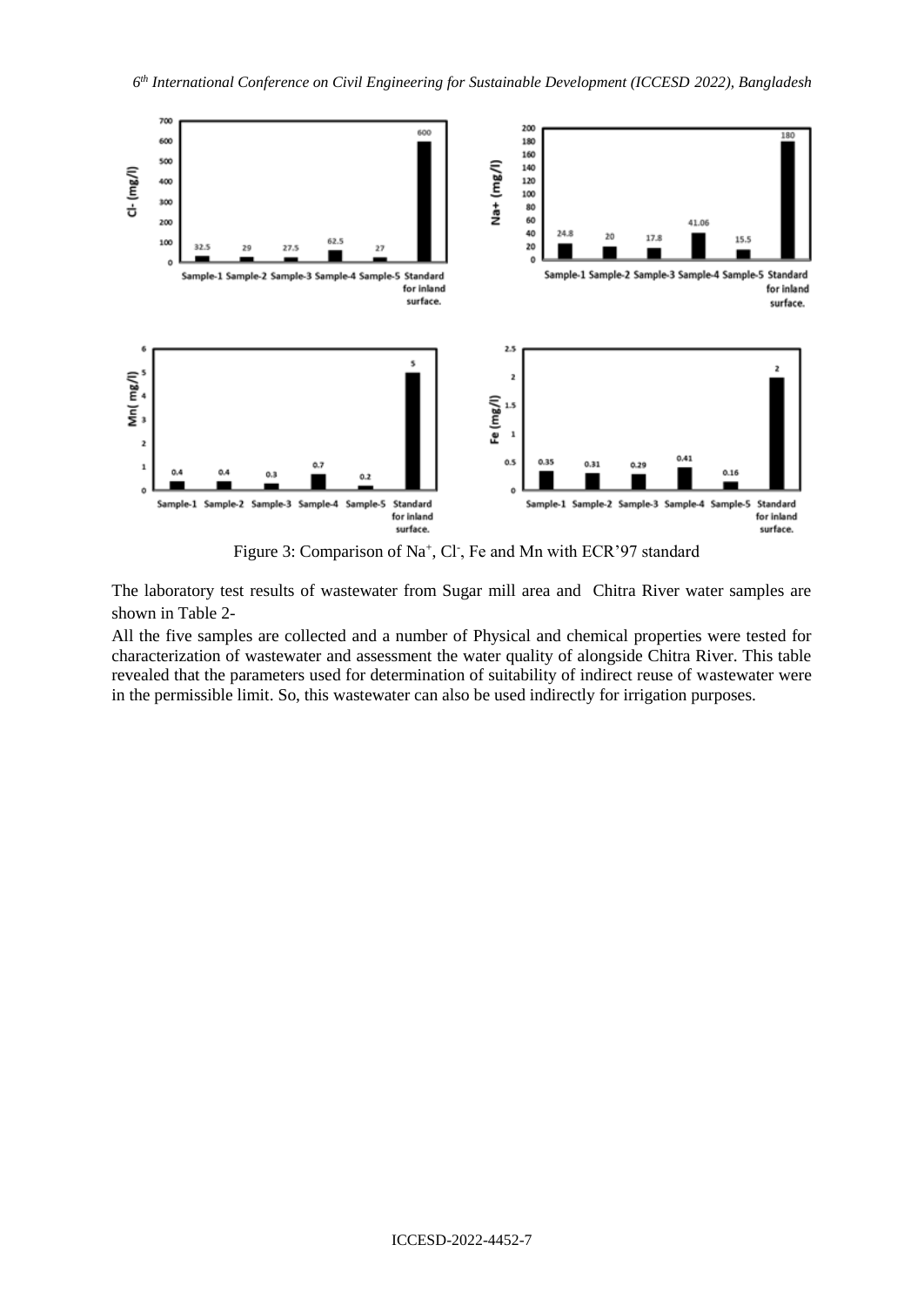Figure 3: Comparison of $Na^+$, $Cl^-$, Fe and Mn with ECR'97 standard

The laboratory test results of wastewater from Sugar mill area and Chitra River water samples are shown in Table 2-

All the five samples are collected and a number of Physical and chemical properties were tested for characterization of wastewater and assessment the water quality of alongside Chitra River. This table revealed that the parameters used for determination of suitability of indirect reuse of wastewater were in the permissible limit. So, this wastewater can also be used indirectly for irrigation purposes.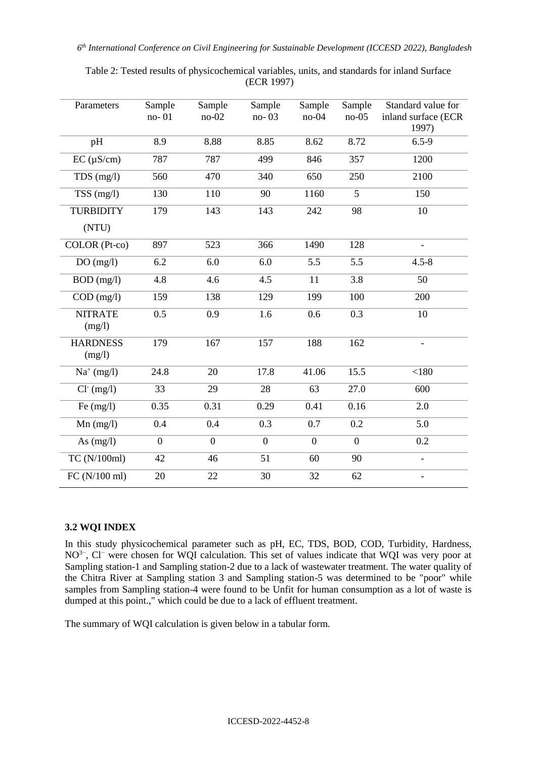Table 2: Tested results of physicochemical variables, units, and standards for inland Surface (ECR 1997)

| Parameters | Sample no- 01 | Sample no-02 | Sample no- 03 | Sample no-04 | Sample no-05 | Standard value for inland surface (ECR 1997) |
|---|---|---|---|---|---|---|
| pH | 8.9 | 8.88 | 8.85 | 8.62 | 8.72 | 6.5-9 |
| EC (μS/cm) | 787 | 787 | 499 | 846 | 357 | 1200 |
| TDS (mg/l) | 560 | 470 | 340 | 650 | 250 | 2100 |
| TSS (mg/l) | 130 | 110 | 90 | 1160 | 5 | 150 |
| TURBIDITY (NTU) | 179 | 143 | 143 | 242 | 98 | 10 |
| COLOR (Pt-co) | 897 | 523 | 366 | 1490 | 128 | - |
| DO (mg/l) | 6.2 | 6.0 | 6.0 | 5.5 | 5.5 | 4.5-8 |
| BOD (mg/l) | 4.8 | 4.6 | 4.5 | 11 | 3.8 | 50 |
| COD (mg/l) | 159 | 138 | 129 | 199 | 100 | 200 |
| NITRATE (mg/l) | 0.5 | 0.9 | 1.6 | 0.6 | 0.3 | 10 |
| HARDNESS (mg/l) | 179 | 167 | 157 | 188 | 162 | - |
| $Na^+$ (mg/l) | 24.8 | 20 | 17.8 | 41.06 | 15.5 | <180 |
| $Cl^-$ (mg/l) | 33 | 29 | 28 | 63 | 27.0 | 600 |
| Fe (mg/l) | 0.35 | 0.31 | 0.29 | 0.41 | 0.16 | 2.0 |
| Mn (mg/l) | 0.4 | 0.4 | 0.3 | 0.7 | 0.2 | 5.0 |
| As (mg/l) | 0 | 0 | 0 | 0 | 0 | 0.2 |
| TC (N/100ml) | 42 | 46 | 51 | 60 | 90 | - |
| FC (N/100 ml) | 20 | 22 | 30 | 32 | 62 | - |

### 3.2 WQI INDEX

In this study physicochemical parameter such as pH, EC, TDS, BOD, COD, Turbidity, Hardness, $NO^{3-}$, $Cl^-$ were chosen for WQI calculation. This set of values indicate that WQI was very poor at Sampling station-1 and Sampling station-2 due to a lack of wastewater treatment. The water quality of the Chitra River at Sampling station 3 and Sampling station-5 was determined to be "poor" while samples from Sampling station-4 were found to be Unfit for human consumption as a lot of waste is dumped at this point.," which could be due to a lack of effluent treatment.

The summary of WQI calculation is given below in a tabular form.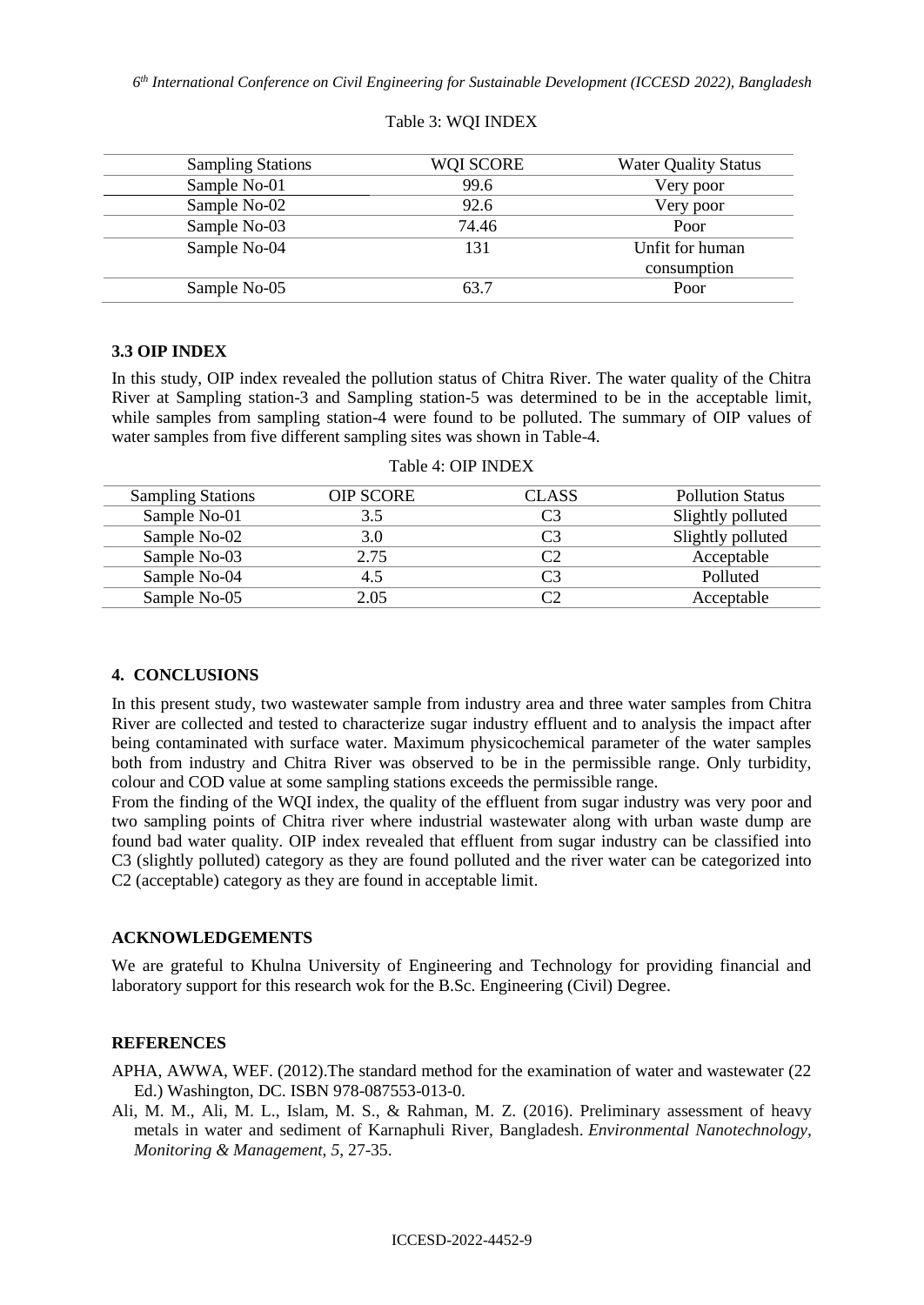Table 3: WQI INDEX

| Sampling Stations | WQI SCORE | Water Quality Status |
|---|---|---|
| Sample No-01 | 99.6 | Very poor |
| Sample No-02 | 92.6 | Very poor |
| Sample No-03 | 74.46 | Poor |
| Sample No-04 | 131 | Unfit for human consumption |
| Sample No-05 | 63.7 | Poor |

### 3.3 OIP INDEX

In this study, OIP index revealed the pollution status of Chitra River. The water quality of the Chitra River at Sampling station-3 and Sampling station-5 was determined to be in the acceptable limit, while samples from sampling station-4 were found to be polluted. The summary of OIP values of water samples from five different sampling sites was shown in Table-4.

Table 4: OIP INDEX

| Sampling Stations | OIP SCORE | CLASS | Pollution Status |
|---|---|---|---|
| Sample No-01 | 3.5 | C3 | Slightly polluted |
| Sample No-02 | 3.0 | C3 | Slightly polluted |
| Sample No-03 | 2.75 | C2 | Acceptable |
| Sample No-04 | 4.5 | C3 | Polluted |
| Sample No-05 | 2.05 | C2 | Acceptable |

## 4. CONCLUSIONS

In this present study, two wastewater sample from industry area and three water samples from Chitra River are collected and tested to characterize sugar industry effluent and to analysis the impact after being contaminated with surface water. Maximum physicochemical parameter of the water samples both from industry and Chitra River was observed to be in the permissible range. Only turbidity, colour and COD value at some sampling stations exceeds the permissible range.

From the finding of the WQI index, the quality of the effluent from sugar industry was very poor and two sampling points of Chitra river where industrial wastewater along with urban waste dump are found bad water quality. OIP index revealed that effluent from sugar industry can be classified into C3 (slightly polluted) category as they are found polluted and the river water can be categorized into C2 (acceptable) category as they are found in acceptable limit.

## ACKNOWLEDGEMENTS

We are grateful to Khulna University of Engineering and Technology for providing financial and laboratory support for this research wok for the B.Sc. Engineering (Civil) Degree.

## REFERENCES

APHA, AWWA, WEF. (2012).The standard method for the examination of water and wastewater (22 Ed.) Washington, DC. ISBN 978-087553-013-0.

Ali, M. M., Ali, M. L., Islam, M. S., & Rahman, M. Z. (2016). Preliminary assessment of heavy metals in water and sediment of Karnaphuli River, Bangladesh. *Environmental Nanotechnology, Monitoring & Management*, *5*, 27-35.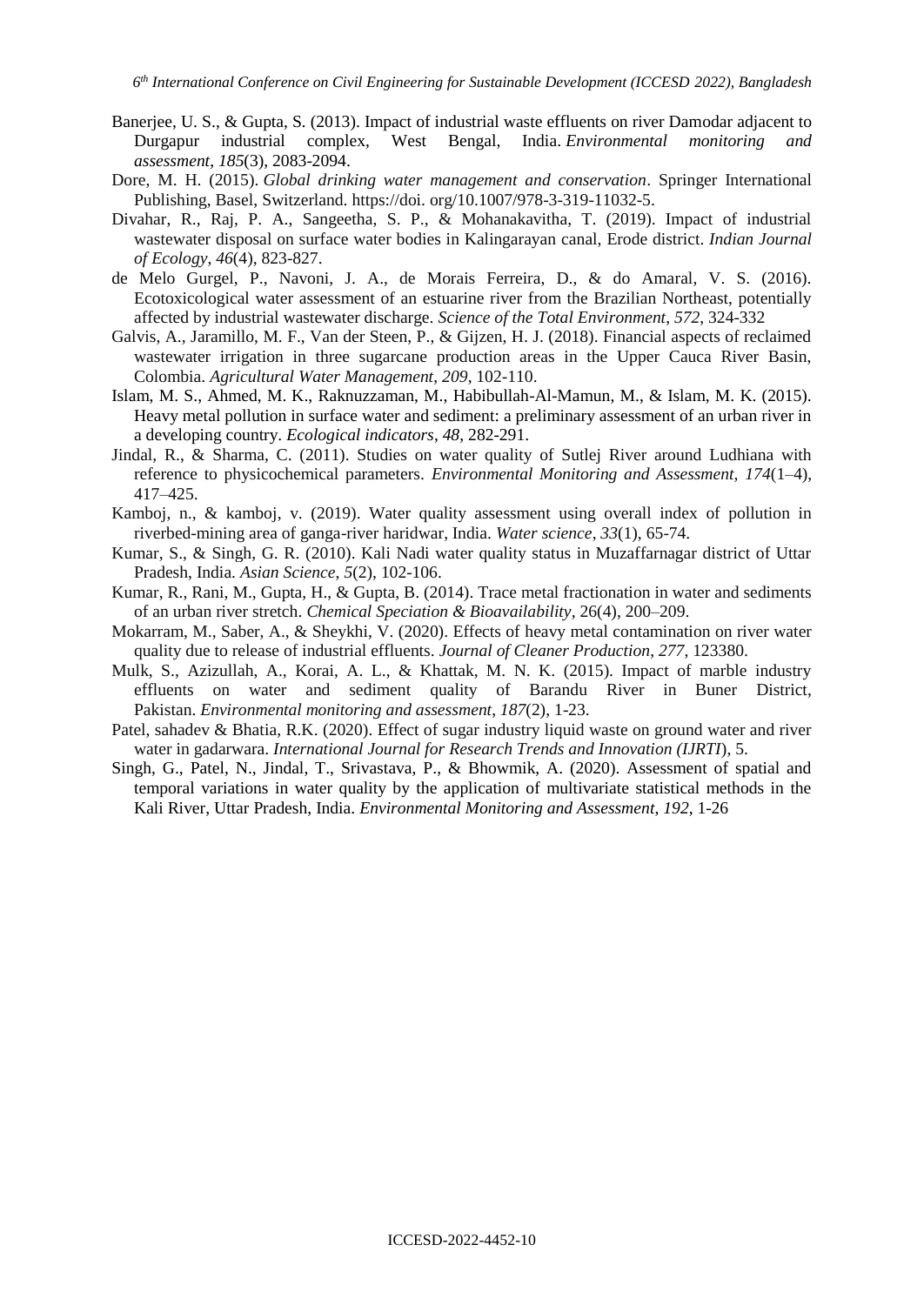Banerjee, U. S., & Gupta, S. (2013). Impact of industrial waste effluents on river Damodar adjacent to Durgapur industrial complex, West Bengal, India. *Environmental monitoring and assessment*, *185*(3), 2083-2094.

Dore, M. H. (2015). *Global drinking water management and conservation*. Springer International Publishing, Basel, Switzerland. https://doi. org/10.1007/978-3-319-11032-5.

Divahar, R., Raj, P. A., Sangeetha, S. P., & Mohanakavitha, T. (2019). Impact of industrial wastewater disposal on surface water bodies in Kalingarayan canal, Erode district. *Indian Journal of Ecology*, *46*(4), 823-827.

de Melo Gurgel, P., Navoni, J. A., de Morais Ferreira, D., & do Amaral, V. S. (2016). Ecotoxicological water assessment of an estuarine river from the Brazilian Northeast, potentially affected by industrial wastewater discharge. *Science of the Total Environment*, *572*, 324-332

Galvis, A., Jaramillo, M. F., Van der Steen, P., & Gijzen, H. J. (2018). Financial aspects of reclaimed wastewater irrigation in three sugarcane production areas in the Upper Cauca River Basin, Colombia. *Agricultural Water Management*, *209*, 102-110.

Islam, M. S., Ahmed, M. K., Raknuzzaman, M., Habibullah-Al-Mamun, M., & Islam, M. K. (2015). Heavy metal pollution in surface water and sediment: a preliminary assessment of an urban river in a developing country. *Ecological indicators*, *48*, 282-291.

Jindal, R., & Sharma, C. (2011). Studies on water quality of Sutlej River around Ludhiana with reference to physicochemical parameters. *Environmental Monitoring and Assessment, 174*(1–4), 417–425.

Kamboj, n., & kamboj, v. (2019). Water quality assessment using overall index of pollution in riverbed-mining area of ganga-river haridwar, India. *Water science*, *33*(1), 65-74.

Kumar, S., & Singh, G. R. (2010). Kali Nadi water quality status in Muzaffarnagar district of Uttar Pradesh, India. *Asian Science*, *5*(2), 102-106.

Kumar, R., Rani, M., Gupta, H., & Gupta, B. (2014). Trace metal fractionation in water and sediments of an urban river stretch. *Chemical Speciation & Bioavailability*, 26(4), 200–209.

Mokarram, M., Saber, A., & Sheykhi, V. (2020). Effects of heavy metal contamination on river water quality due to release of industrial effluents. *Journal of Cleaner Production*, *277*, 123380.

Mulk, S., Azizullah, A., Korai, A. L., & Khattak, M. N. K. (2015). Impact of marble industry effluents on water and sediment quality of Barandu River in Buner District, Pakistan. *Environmental monitoring and assessment*, *187*(2), 1-23.

Patel, sahadev & Bhatia, R.K. (2020). Effect of sugar industry liquid waste on ground water and river water in gadarwara. *International Journal for Research Trends and Innovation (IJRTI*), 5.

Singh, G., Patel, N., Jindal, T., Srivastava, P., & Bhowmik, A. (2020). Assessment of spatial and temporal variations in water quality by the application of multivariate statistical methods in the Kali River, Uttar Pradesh, India. *Environmental Monitoring and Assessment*, *192*, 1-26